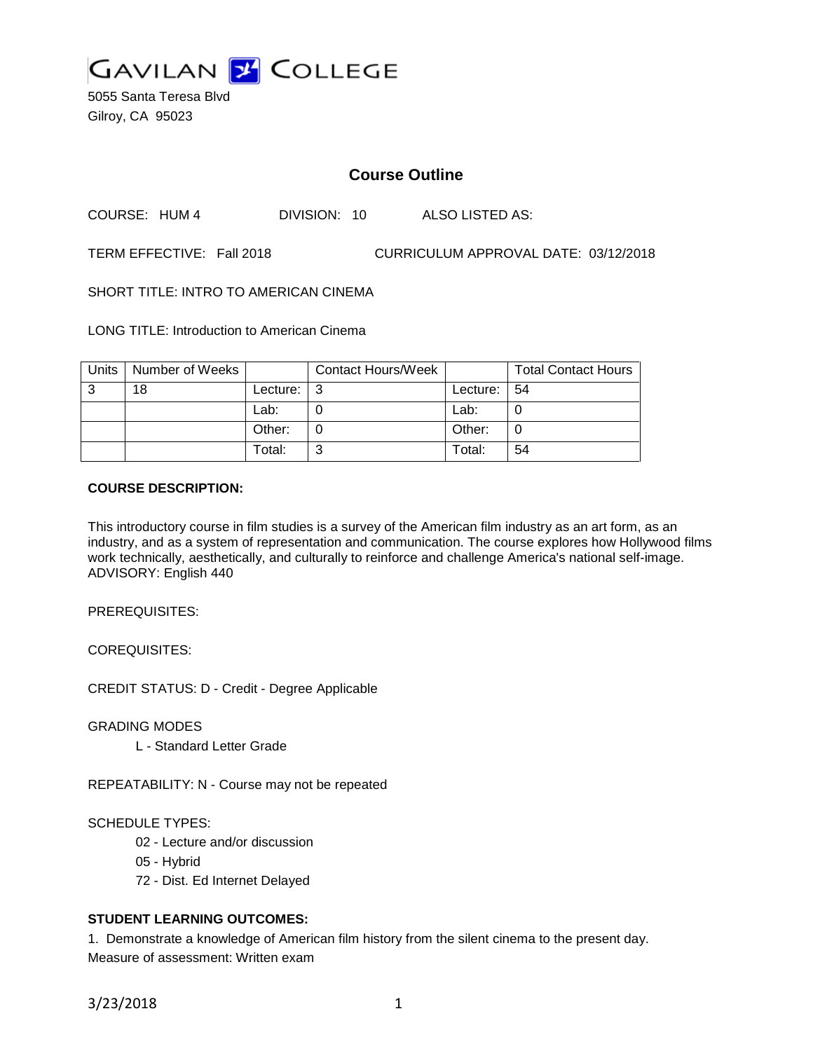# GAVILAN COLLEGE

5055 Santa Teresa Blvd
Gilroy, CA 95023

## Course Outline

COURSE: HUM 4 DIVISION: 10 ALSO LISTED AS:

TERM EFFECTIVE: Fall 2018 CURRICULUM APPROVAL DATE: 03/12/2018

SHORT TITLE: INTRO TO AMERICAN CINEMA

LONG TITLE: Introduction to American Cinema

| Units | Number of Weeks | | Contact Hours/Week | | Total Contact Hours |
|---|---|---|---|---|---|
| 3 | 18 | Lecture: | 3 | Lecture: | 54 |
| | | Lab: | 0 | Lab: | 0 |
| | | Other: | 0 | Other: | 0 |
| | | Total: | 3 | Total: | 54 |

**COURSE DESCRIPTION:**

This introductory course in film studies is a survey of the American film industry as an art form, as an industry, and as a system of representation and communication. The course explores how Hollywood films work technically, aesthetically, and culturally to reinforce and challenge America's national self-image. ADVISORY: English 440

PREREQUISITES:

COREQUISITES:

CREDIT STATUS: D - Credit - Degree Applicable

GRADING MODES

L - Standard Letter Grade

REPEATABILITY: N - Course may not be repeated

SCHEDULE TYPES:

02 - Lecture and/or discussion
05 - Hybrid
72 - Dist. Ed Internet Delayed

**STUDENT LEARNING OUTCOMES:**

1. Demonstrate a knowledge of American film history from the silent cinema to the present day.
Measure of assessment: Written exam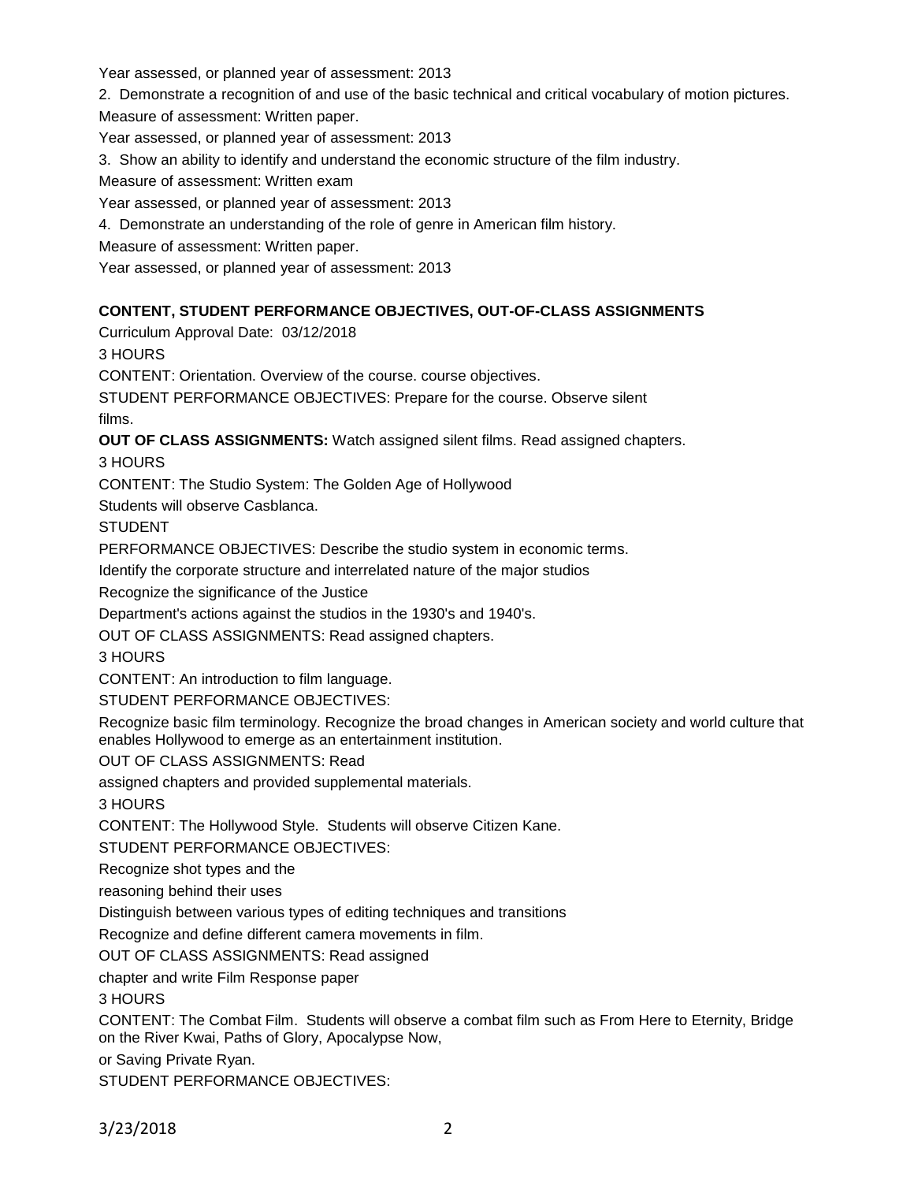Year assessed, or planned year of assessment: 2013

2. Demonstrate a recognition of and use of the basic technical and critical vocabulary of motion pictures.

Measure of assessment: Written paper.

Year assessed, or planned year of assessment: 2013

3. Show an ability to identify and understand the economic structure of the film industry.

Measure of assessment: Written exam

Year assessed, or planned year of assessment: 2013

4. Demonstrate an understanding of the role of genre in American film history.

Measure of assessment: Written paper.

Year assessed, or planned year of assessment: 2013

**CONTENT, STUDENT PERFORMANCE OBJECTIVES, OUT-OF-CLASS ASSIGNMENTS**

Curriculum Approval Date: 03/12/2018

3 HOURS

CONTENT: Orientation. Overview of the course. course objectives.

STUDENT PERFORMANCE OBJECTIVES: Prepare for the course. Observe silent films.

**OUT OF CLASS ASSIGNMENTS:** Watch assigned silent films. Read assigned chapters.

3 HOURS

CONTENT: The Studio System: The Golden Age of Hollywood

Students will observe Casblanca.

STUDENT PERFORMANCE OBJECTIVES: Describe the studio system in economic terms.

Identify the corporate structure and interrelated nature of the major studios

Recognize the significance of the Justice Department's actions against the studios in the 1930's and 1940's.

OUT OF CLASS ASSIGNMENTS: Read assigned chapters.

3 HOURS

CONTENT: An introduction to film language.

STUDENT PERFORMANCE OBJECTIVES:

Recognize basic film terminology. Recognize the broad changes in American society and world culture that enables Hollywood to emerge as an entertainment institution.

OUT OF CLASS ASSIGNMENTS: Read assigned chapters and provided supplemental materials.

3 HOURS

CONTENT: The Hollywood Style. Students will observe Citizen Kane.

STUDENT PERFORMANCE OBJECTIVES:

Recognize shot types and the reasoning behind their uses

Distinguish between various types of editing techniques and transitions

Recognize and define different camera movements in film.

OUT OF CLASS ASSIGNMENTS: Read assigned chapter and write Film Response paper

3 HOURS

CONTENT: The Combat Film. Students will observe a combat film such as From Here to Eternity, Bridge on the River Kwai, Paths of Glory, Apocalypse Now, or Saving Private Ryan.

STUDENT PERFORMANCE OBJECTIVES: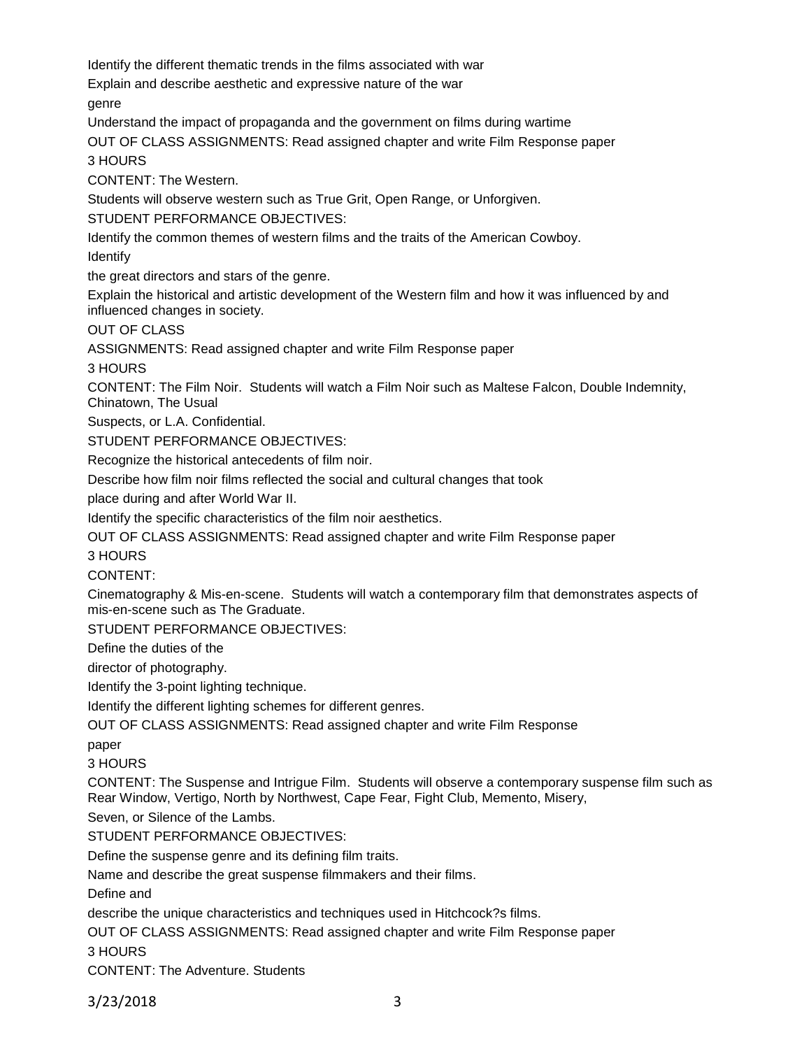Identify the different thematic trends in the films associated with war

Explain and describe aesthetic and expressive nature of the war genre

Understand the impact of propaganda and the government on films during wartime

OUT OF CLASS ASSIGNMENTS: Read assigned chapter and write Film Response paper

3 HOURS

CONTENT: The Western.

Students will observe western such as True Grit, Open Range, or Unforgiven.

STUDENT PERFORMANCE OBJECTIVES:

Identify the common themes of western films and the traits of the American Cowboy.

Identify the great directors and stars of the genre.

Explain the historical and artistic development of the Western film and how it was influenced by and influenced changes in society.

OUT OF CLASS ASSIGNMENTS: Read assigned chapter and write Film Response paper

3 HOURS

CONTENT: The Film Noir. Students will watch a Film Noir such as Maltese Falcon, Double Indemnity, Chinatown, The Usual Suspects, or L.A. Confidential.

STUDENT PERFORMANCE OBJECTIVES:

Recognize the historical antecedents of film noir.

Describe how film noir films reflected the social and cultural changes that took place during and after World War II.

Identify the specific characteristics of the film noir aesthetics.

OUT OF CLASS ASSIGNMENTS: Read assigned chapter and write Film Response paper

3 HOURS

CONTENT:

Cinematography & Mis-en-scene. Students will watch a contemporary film that demonstrates aspects of mis-en-scene such as The Graduate.

STUDENT PERFORMANCE OBJECTIVES:

Define the duties of the director of photography.

Identify the 3-point lighting technique.

Identify the different lighting schemes for different genres.

OUT OF CLASS ASSIGNMENTS: Read assigned chapter and write Film Response paper

3 HOURS

CONTENT: The Suspense and Intrigue Film. Students will observe a contemporary suspense film such as Rear Window, Vertigo, North by Northwest, Cape Fear, Fight Club, Memento, Misery, Seven, or Silence of the Lambs.

STUDENT PERFORMANCE OBJECTIVES:

Define the suspense genre and its defining film traits.

Name and describe the great suspense filmmakers and their films.

Define and describe the unique characteristics and techniques used in Hitchcock?s films.

OUT OF CLASS ASSIGNMENTS: Read assigned chapter and write Film Response paper

3 HOURS

CONTENT: The Adventure. Students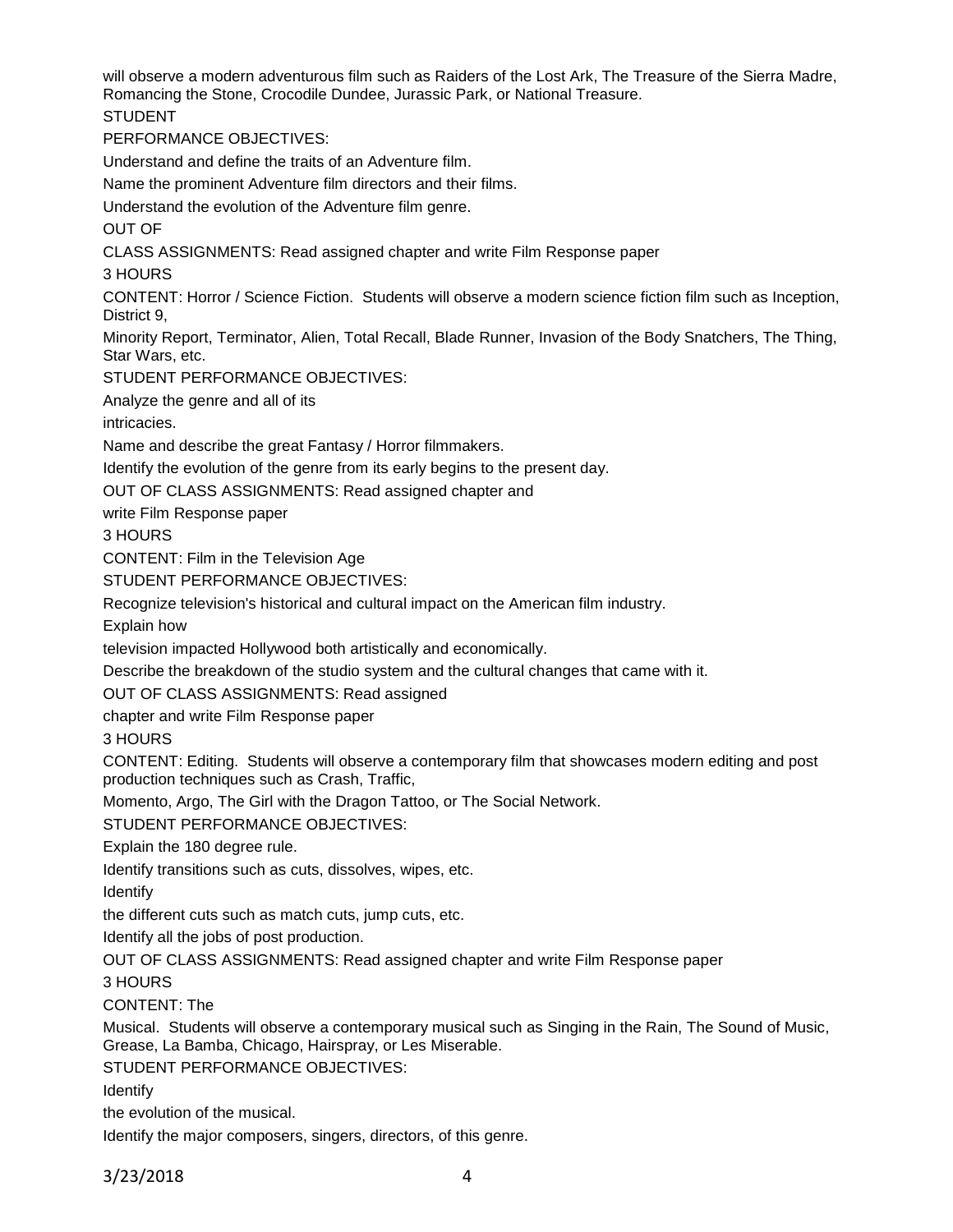will observe a modern adventurous film such as Raiders of the Lost Ark, The Treasure of the Sierra Madre, Romancing the Stone, Crocodile Dundee, Jurassic Park, or National Treasure.

STUDENT PERFORMANCE OBJECTIVES:

Understand and define the traits of an Adventure film.

Name the prominent Adventure film directors and their films.

Understand the evolution of the Adventure film genre.

OUT OF CLASS ASSIGNMENTS: Read assigned chapter and write Film Response paper

3 HOURS

CONTENT: Horror / Science Fiction. Students will observe a modern science fiction film such as Inception, District 9, Minority Report, Terminator, Alien, Total Recall, Blade Runner, Invasion of the Body Snatchers, The Thing, Star Wars, etc.

STUDENT PERFORMANCE OBJECTIVES:

Analyze the genre and all of its intricacies.

Name and describe the great Fantasy / Horror filmmakers.

Identify the evolution of the genre from its early begins to the present day.

OUT OF CLASS ASSIGNMENTS: Read assigned chapter and write Film Response paper

3 HOURS

CONTENT: Film in the Television Age

STUDENT PERFORMANCE OBJECTIVES:

Recognize television's historical and cultural impact on the American film industry.

Explain how television impacted Hollywood both artistically and economically.

Describe the breakdown of the studio system and the cultural changes that came with it.

OUT OF CLASS ASSIGNMENTS: Read assigned chapter and write Film Response paper

3 HOURS

CONTENT: Editing. Students will observe a contemporary film that showcases modern editing and post production techniques such as Crash, Traffic, Momento, Argo, The Girl with the Dragon Tattoo, or The Social Network.

STUDENT PERFORMANCE OBJECTIVES:

Explain the 180 degree rule.

Identify transitions such as cuts, dissolves, wipes, etc.

Identify the different cuts such as match cuts, jump cuts, etc.

Identify all the jobs of post production.

OUT OF CLASS ASSIGNMENTS: Read assigned chapter and write Film Response paper

3 HOURS

CONTENT: The Musical. Students will observe a contemporary musical such as Singing in the Rain, The Sound of Music, Grease, La Bamba, Chicago, Hairspray, or Les Miserable.

STUDENT PERFORMANCE OBJECTIVES:

Identify the evolution of the musical.

Identify the major composers, singers, directors, of this genre.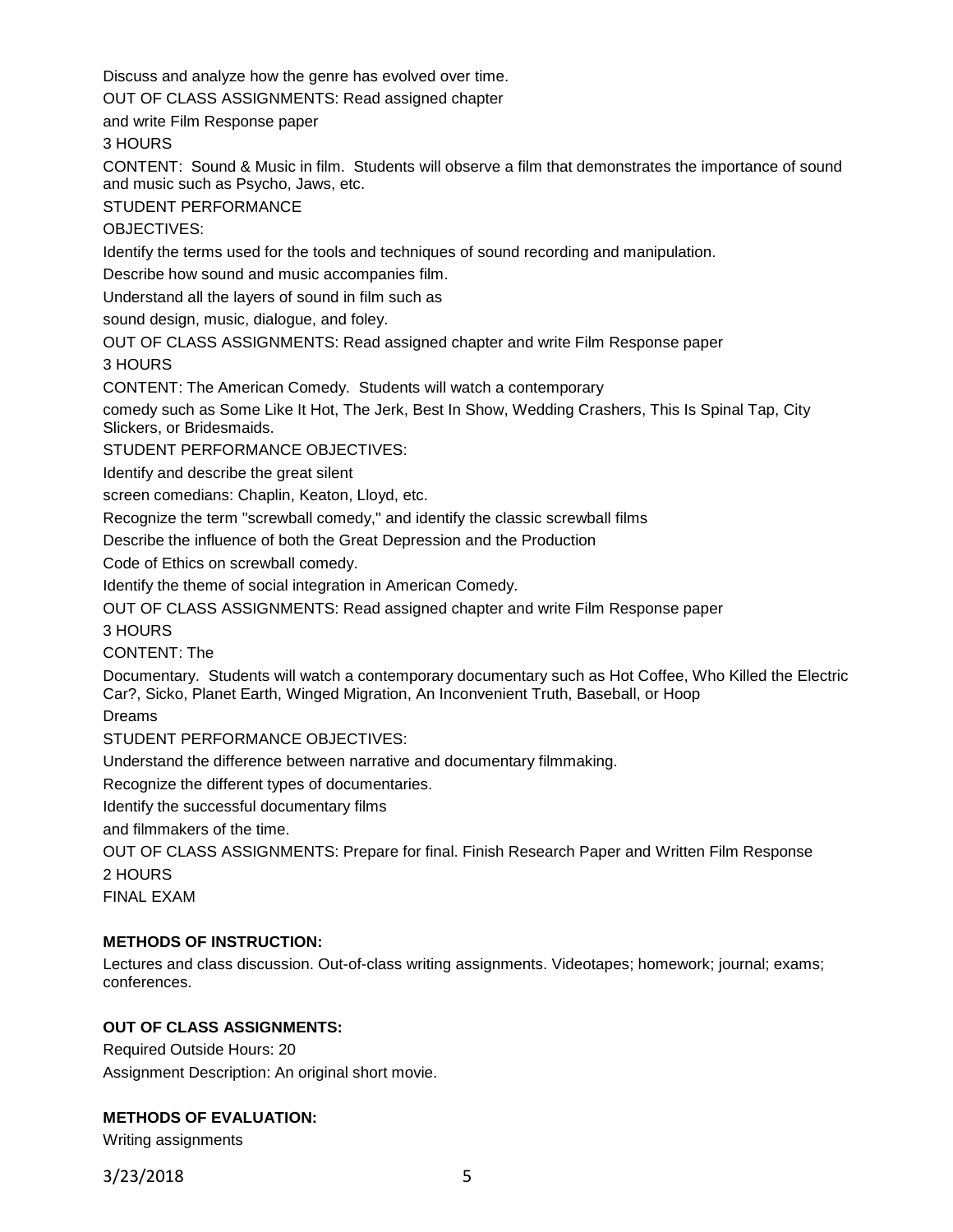Discuss and analyze how the genre has evolved over time.

OUT OF CLASS ASSIGNMENTS: Read assigned chapter

and write Film Response paper

3 HOURS

CONTENT: Sound & Music in film. Students will observe a film that demonstrates the importance of sound and music such as Psycho, Jaws, etc.

STUDENT PERFORMANCE

OBJECTIVES:

Identify the terms used for the tools and techniques of sound recording and manipulation.

Describe how sound and music accompanies film.

Understand all the layers of sound in film such as

sound design, music, dialogue, and foley.

OUT OF CLASS ASSIGNMENTS: Read assigned chapter and write Film Response paper

3 HOURS

CONTENT: The American Comedy. Students will watch a contemporary

comedy such as Some Like It Hot, The Jerk, Best In Show, Wedding Crashers, This Is Spinal Tap, City Slickers, or Bridesmaids.

STUDENT PERFORMANCE OBJECTIVES:

Identify and describe the great silent

screen comedians: Chaplin, Keaton, Lloyd, etc.

Recognize the term "screwball comedy," and identify the classic screwball films

Describe the influence of both the Great Depression and the Production

Code of Ethics on screwball comedy.

Identify the theme of social integration in American Comedy.

OUT OF CLASS ASSIGNMENTS: Read assigned chapter and write Film Response paper

3 HOURS

CONTENT: The

Documentary. Students will watch a contemporary documentary such as Hot Coffee, Who Killed the Electric Car?, Sicko, Planet Earth, Winged Migration, An Inconvenient Truth, Baseball, or Hoop

Dreams

STUDENT PERFORMANCE OBJECTIVES:

Understand the difference between narrative and documentary filmmaking.

Recognize the different types of documentaries.

Identify the successful documentary films

and filmmakers of the time.

OUT OF CLASS ASSIGNMENTS: Prepare for final. Finish Research Paper and Written Film Response

2 HOURS

FINAL EXAM

**METHODS OF INSTRUCTION:**

Lectures and class discussion. Out-of-class writing assignments. Videotapes; homework; journal; exams; conferences.

**OUT OF CLASS ASSIGNMENTS:**

Required Outside Hours: 20

Assignment Description: An original short movie.

**METHODS OF EVALUATION:**

Writing assignments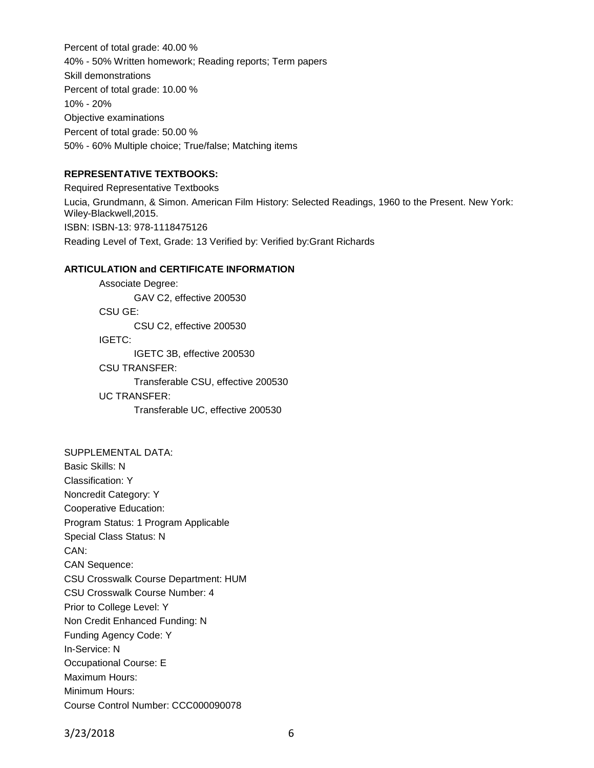Percent of total grade: 40.00 %

40% - 50% Written homework; Reading reports; Term papers

Skill demonstrations

Percent of total grade: 10.00 %

10% - 20%

Objective examinations

Percent of total grade: 50.00 %

50% - 60% Multiple choice; True/false; Matching items

**REPRESENTATIVE TEXTBOOKS:**

Required Representative Textbooks

Lucia, Grundmann, & Simon. American Film History: Selected Readings, 1960 to the Present. New York: Wiley-Blackwell,2015.

ISBN: ISBN-13: 978-1118475126

Reading Level of Text, Grade: 13 Verified by: Verified by:Grant Richards

**ARTICULATION and CERTIFICATE INFORMATION**

Associate Degree:
- GAV C2, effective 200530

CSU GE:
- CSU C2, effective 200530

IGETC:
- IGETC 3B, effective 200530

CSU TRANSFER:
- Transferable CSU, effective 200530

UC TRANSFER:
- Transferable UC, effective 200530

SUPPLEMENTAL DATA:

Basic Skills: N

Classification: Y

Noncredit Category: Y

Cooperative Education:

Program Status: 1 Program Applicable

Special Class Status: N

CAN:

CAN Sequence:

CSU Crosswalk Course Department: HUM

CSU Crosswalk Course Number: 4

Prior to College Level: Y

Non Credit Enhanced Funding: N

Funding Agency Code: Y

In-Service: N

Occupational Course: E

Maximum Hours:

Minimum Hours:

Course Control Number: CCC000090078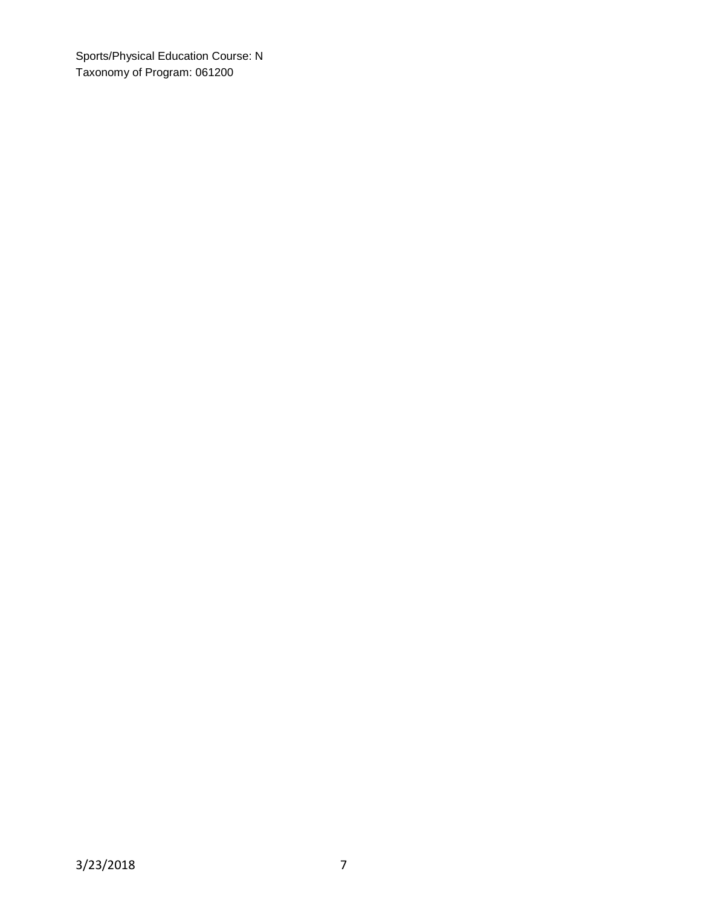Sports/Physical Education Course: N
Taxonomy of Program: 061200